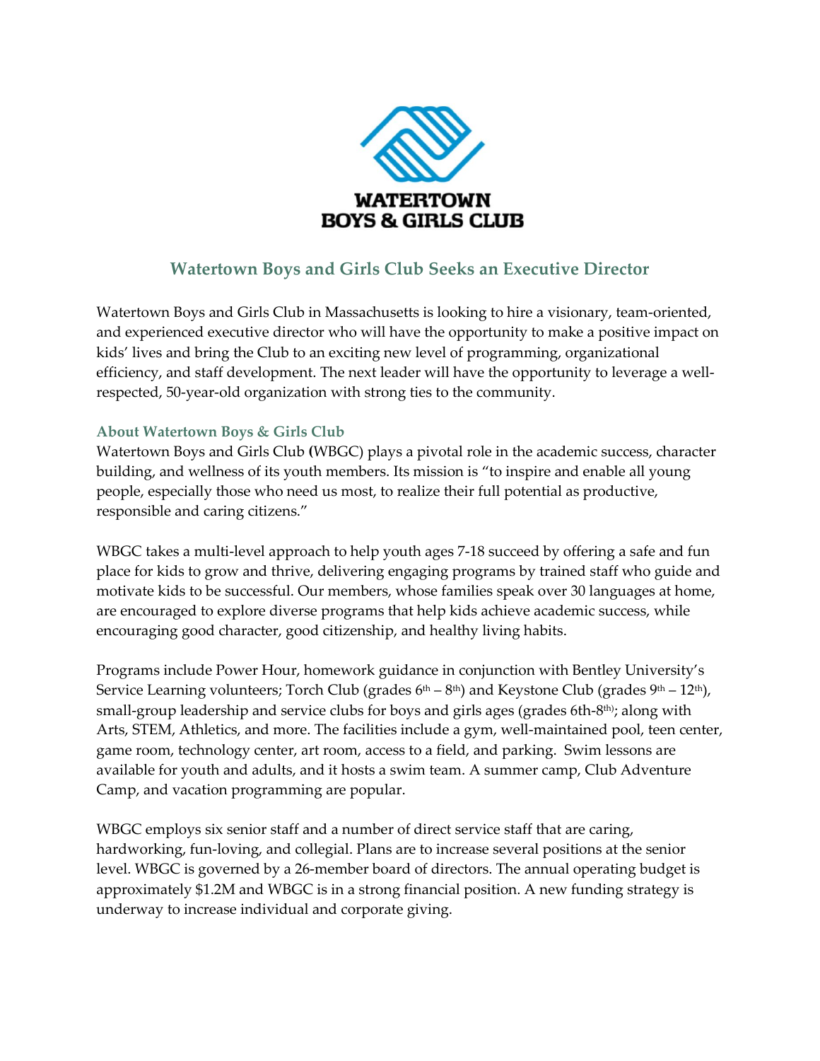WATERTOWN
BOYS & GIRLS CLUB

## Watertown Boys and Girls Club Seeks an Executive Director

Watertown Boys and Girls Club in Massachusetts is looking to hire a visionary, team-oriented, and experienced executive director who will have the opportunity to make a positive impact on kids' lives and bring the Club to an exciting new level of programming, organizational efficiency, and staff development. The next leader will have the opportunity to leverage a well-respected, 50-year-old organization with strong ties to the community.

### About Watertown Boys & Girls Club

Watertown Boys and Girls Club (WBGC) plays a pivotal role in the academic success, character building, and wellness of its youth members. Its mission is "to inspire and enable all young people, especially those who need us most, to realize their full potential as productive, responsible and caring citizens."

WBGC takes a multi-level approach to help youth ages 7-18 succeed by offering a safe and fun place for kids to grow and thrive, delivering engaging programs by trained staff who guide and motivate kids to be successful. Our members, whose families speak over 30 languages at home, are encouraged to explore diverse programs that help kids achieve academic success, while encouraging good character, good citizenship, and healthy living habits.

Programs include Power Hour, homework guidance in conjunction with Bentley University's Service Learning volunteers; Torch Club (grades 6th – 8th) and Keystone Club (grades 9th – 12th), small-group leadership and service clubs for boys and girls ages (grades 6th-8th); along with Arts, STEM, Athletics, and more. The facilities include a gym, well-maintained pool, teen center, game room, technology center, art room, access to a field, and parking. Swim lessons are available for youth and adults, and it hosts a swim team. A summer camp, Club Adventure Camp, and vacation programming are popular.

WBGC employs six senior staff and a number of direct service staff that are caring, hardworking, fun-loving, and collegial. Plans are to increase several positions at the senior level. WBGC is governed by a 26-member board of directors. The annual operating budget is approximately $1.2M and WBGC is in a strong financial position. A new funding strategy is underway to increase individual and corporate giving.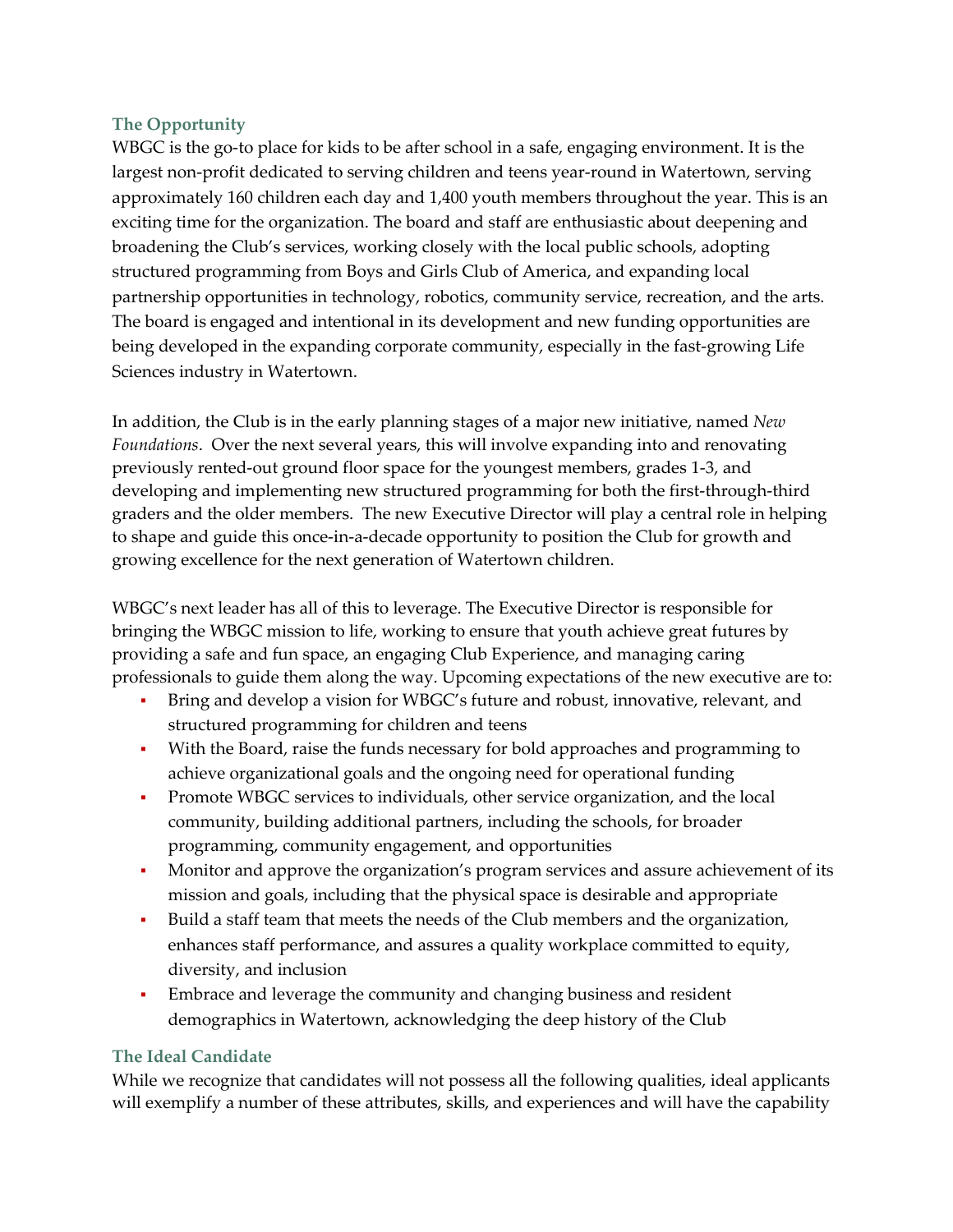## The Opportunity

WBGC is the go-to place for kids to be after school in a safe, engaging environment. It is the largest non-profit dedicated to serving children and teens year-round in Watertown, serving approximately 160 children each day and 1,400 youth members throughout the year. This is an exciting time for the organization. The board and staff are enthusiastic about deepening and broadening the Club's services, working closely with the local public schools, adopting structured programming from Boys and Girls Club of America, and expanding local partnership opportunities in technology, robotics, community service, recreation, and the arts. The board is engaged and intentional in its development and new funding opportunities are being developed in the expanding corporate community, especially in the fast-growing Life Sciences industry in Watertown.

In addition, the Club is in the early planning stages of a major new initiative, named *New Foundations*. Over the next several years, this will involve expanding into and renovating previously rented-out ground floor space for the youngest members, grades 1-3, and developing and implementing new structured programming for both the first-through-third graders and the older members. The new Executive Director will play a central role in helping to shape and guide this once-in-a-decade opportunity to position the Club for growth and growing excellence for the next generation of Watertown children.

WBGC's next leader has all of this to leverage. The Executive Director is responsible for bringing the WBGC mission to life, working to ensure that youth achieve great futures by providing a safe and fun space, an engaging Club Experience, and managing caring professionals to guide them along the way. Upcoming expectations of the new executive are to:

- Bring and develop a vision for WBGC's future and robust, innovative, relevant, and structured programming for children and teens
- With the Board, raise the funds necessary for bold approaches and programming to achieve organizational goals and the ongoing need for operational funding
- Promote WBGC services to individuals, other service organization, and the local community, building additional partners, including the schools, for broader programming, community engagement, and opportunities
- Monitor and approve the organization's program services and assure achievement of its mission and goals, including that the physical space is desirable and appropriate
- Build a staff team that meets the needs of the Club members and the organization, enhances staff performance, and assures a quality workplace committed to equity, diversity, and inclusion
- Embrace and leverage the community and changing business and resident demographics in Watertown, acknowledging the deep history of the Club

## The Ideal Candidate

While we recognize that candidates will not possess all the following qualities, ideal applicants will exemplify a number of these attributes, skills, and experiences and will have the capability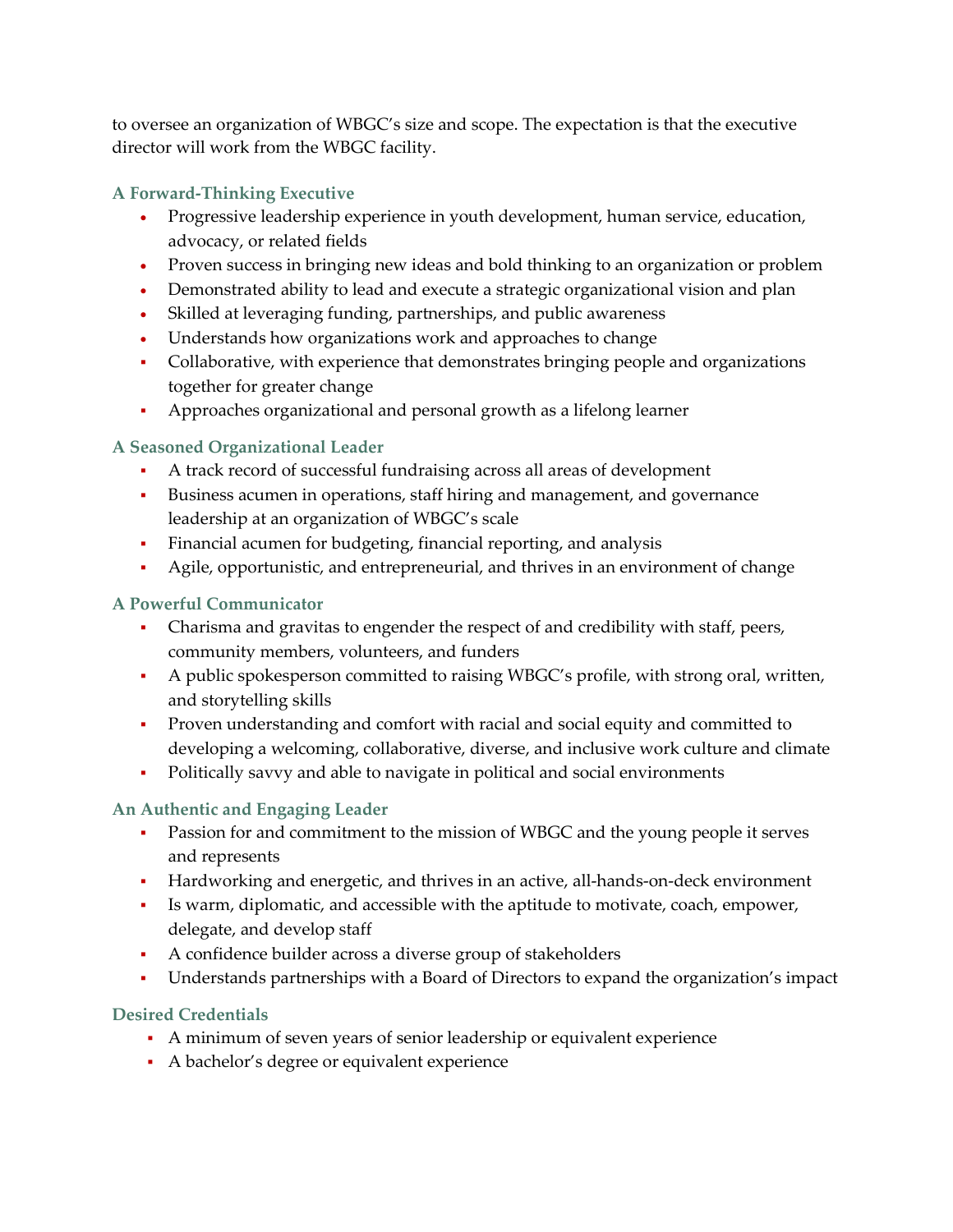to oversee an organization of WBGC's size and scope. The expectation is that the executive director will work from the WBGC facility.

### A Forward-Thinking Executive

- Progressive leadership experience in youth development, human service, education, advocacy, or related fields
- Proven success in bringing new ideas and bold thinking to an organization or problem
- Demonstrated ability to lead and execute a strategic organizational vision and plan
- Skilled at leveraging funding, partnerships, and public awareness
- Understands how organizations work and approaches to change
- Collaborative, with experience that demonstrates bringing people and organizations together for greater change
- Approaches organizational and personal growth as a lifelong learner

### A Seasoned Organizational Leader

- A track record of successful fundraising across all areas of development
- Business acumen in operations, staff hiring and management, and governance leadership at an organization of WBGC's scale
- Financial acumen for budgeting, financial reporting, and analysis
- Agile, opportunistic, and entrepreneurial, and thrives in an environment of change

### A Powerful Communicator

- Charisma and gravitas to engender the respect of and credibility with staff, peers, community members, volunteers, and funders
- A public spokesperson committed to raising WBGC's profile, with strong oral, written, and storytelling skills
- Proven understanding and comfort with racial and social equity and committed to developing a welcoming, collaborative, diverse, and inclusive work culture and climate
- Politically savvy and able to navigate in political and social environments

### An Authentic and Engaging Leader

- Passion for and commitment to the mission of WBGC and the young people it serves and represents
- Hardworking and energetic, and thrives in an active, all-hands-on-deck environment
- Is warm, diplomatic, and accessible with the aptitude to motivate, coach, empower, delegate, and develop staff
- A confidence builder across a diverse group of stakeholders
- Understands partnerships with a Board of Directors to expand the organization's impact

### Desired Credentials

- A minimum of seven years of senior leadership or equivalent experience
- A bachelor's degree or equivalent experience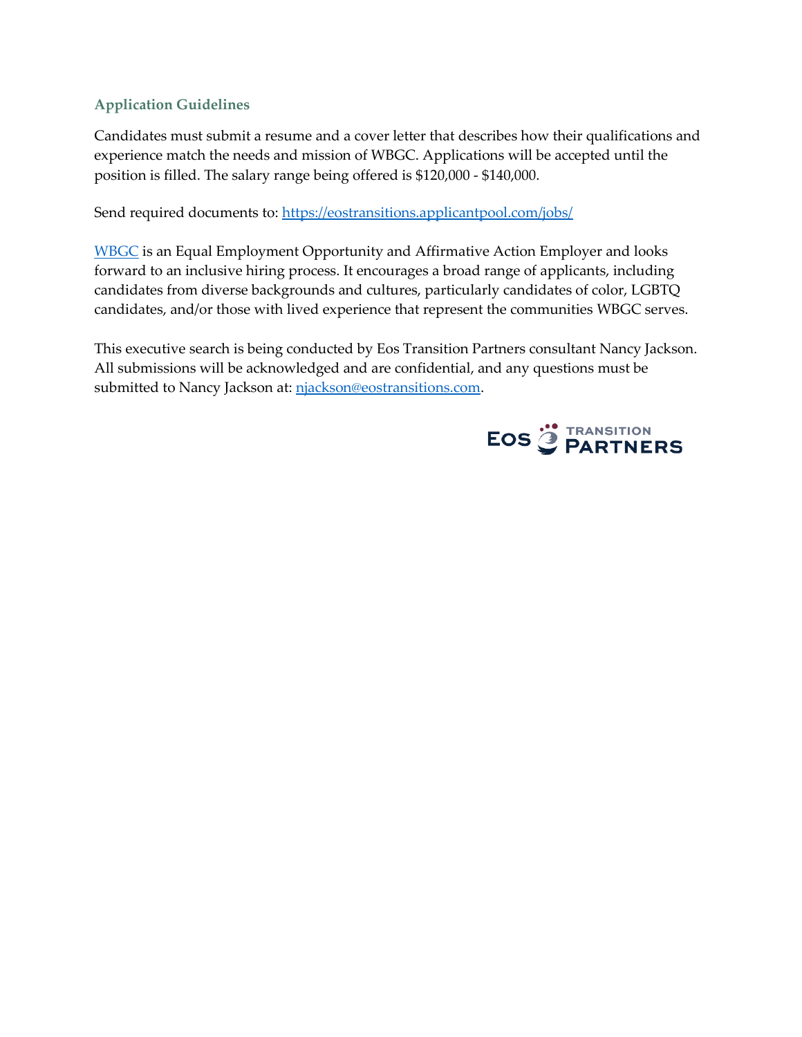### Application Guidelines

Candidates must submit a resume and a cover letter that describes how their qualifications and experience match the needs and mission of WBGC. Applications will be accepted until the position is filled. The salary range being offered is $120,000 - $140,000.

Send required documents to: [https://eostransitions.applicantpool.com/jobs/](https://eostransitions.applicantpool.com/jobs/)

[WBGC]() is an Equal Employment Opportunity and Affirmative Action Employer and looks forward to an inclusive hiring process. It encourages a broad range of applicants, including candidates from diverse backgrounds and cultures, particularly candidates of color, LGBTQ candidates, and/or those with lived experience that represent the communities WBGC serves.

This executive search is being conducted by Eos Transition Partners consultant Nancy Jackson. All submissions will be acknowledged and are confidential, and any questions must be submitted to Nancy Jackson at: [njackson@eostransitions.com](mailto:njackson@eostransitions.com).

EOS TRANSITION PARTNERS